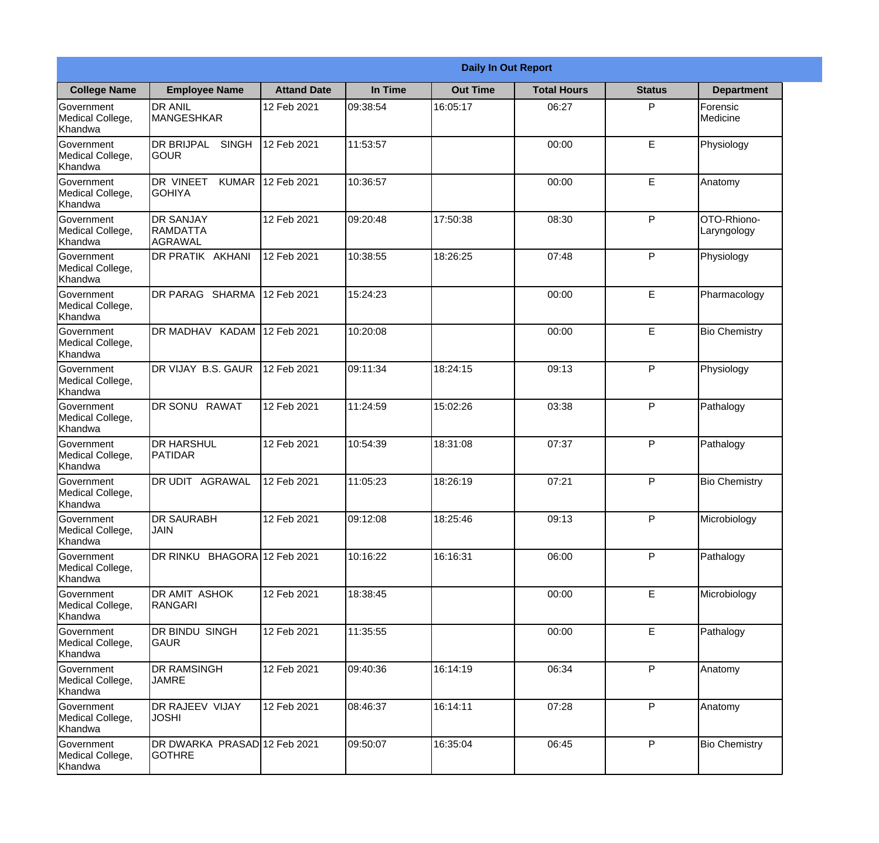## Daily In Out Report

| College Name | Employee Name | Attand Date | In Time | Out Time | Total Hours | Status | Department |
|---|---|---|---|---|---|---|---|
| Government Medical College, Khandwa | DR ANIL MANGESHKAR | 12 Feb 2021 | 09:38:54 | 16:05:17 | 06:27 | P | Forensic Medicine |
| Government Medical College, Khandwa | DR BRIJPAL SINGH GOUR | 12 Feb 2021 | 11:53:57 | | 00:00 | E | Physiology |
| Government Medical College, Khandwa | DR VINEET KUMAR GOHIYA | 12 Feb 2021 | 10:36:57 | | 00:00 | E | Anatomy |
| Government Medical College, Khandwa | DR SANJAY RAMDATTA AGRAWAL | 12 Feb 2021 | 09:20:48 | 17:50:38 | 08:30 | P | OTO-Rhiono-Laryngology |
| Government Medical College, Khandwa | DR PRATIK AKHANI | 12 Feb 2021 | 10:38:55 | 18:26:25 | 07:48 | P | Physiology |
| Government Medical College, Khandwa | DR PARAG SHARMA | 12 Feb 2021 | 15:24:23 | | 00:00 | E | Pharmacology |
| Government Medical College, Khandwa | DR MADHAV KADAM | 12 Feb 2021 | 10:20:08 | | 00:00 | E | Bio Chemistry |
| Government Medical College, Khandwa | DR VIJAY B.S. GAUR | 12 Feb 2021 | 09:11:34 | 18:24:15 | 09:13 | P | Physiology |
| Government Medical College, Khandwa | DR SONU RAWAT | 12 Feb 2021 | 11:24:59 | 15:02:26 | 03:38 | P | Pathalogy |
| Government Medical College, Khandwa | DR HARSHUL PATIDAR | 12 Feb 2021 | 10:54:39 | 18:31:08 | 07:37 | P | Pathalogy |
| Government Medical College, Khandwa | DR UDIT AGRAWAL | 12 Feb 2021 | 11:05:23 | 18:26:19 | 07:21 | P | Bio Chemistry |
| Government Medical College, Khandwa | DR SAURABH JAIN | 12 Feb 2021 | 09:12:08 | 18:25:46 | 09:13 | P | Microbiology |
| Government Medical College, Khandwa | DR RINKU BHAGORA | 12 Feb 2021 | 10:16:22 | 16:16:31 | 06:00 | P | Pathalogy |
| Government Medical College, Khandwa | DR AMIT ASHOK RANGARI | 12 Feb 2021 | 18:38:45 | | 00:00 | E | Microbiology |
| Government Medical College, Khandwa | DR BINDU SINGH GAUR | 12 Feb 2021 | 11:35:55 | | 00:00 | E | Pathalogy |
| Government Medical College, Khandwa | DR RAMSINGH JAMRE | 12 Feb 2021 | 09:40:36 | 16:14:19 | 06:34 | P | Anatomy |
| Government Medical College, Khandwa | DR RAJEEV VIJAY JOSHI | 12 Feb 2021 | 08:46:37 | 16:14:11 | 07:28 | P | Anatomy |
| Government Medical College, Khandwa | DR DWARKA PRASAD GOTHRE | 12 Feb 2021 | 09:50:07 | 16:35:04 | 06:45 | P | Bio Chemistry |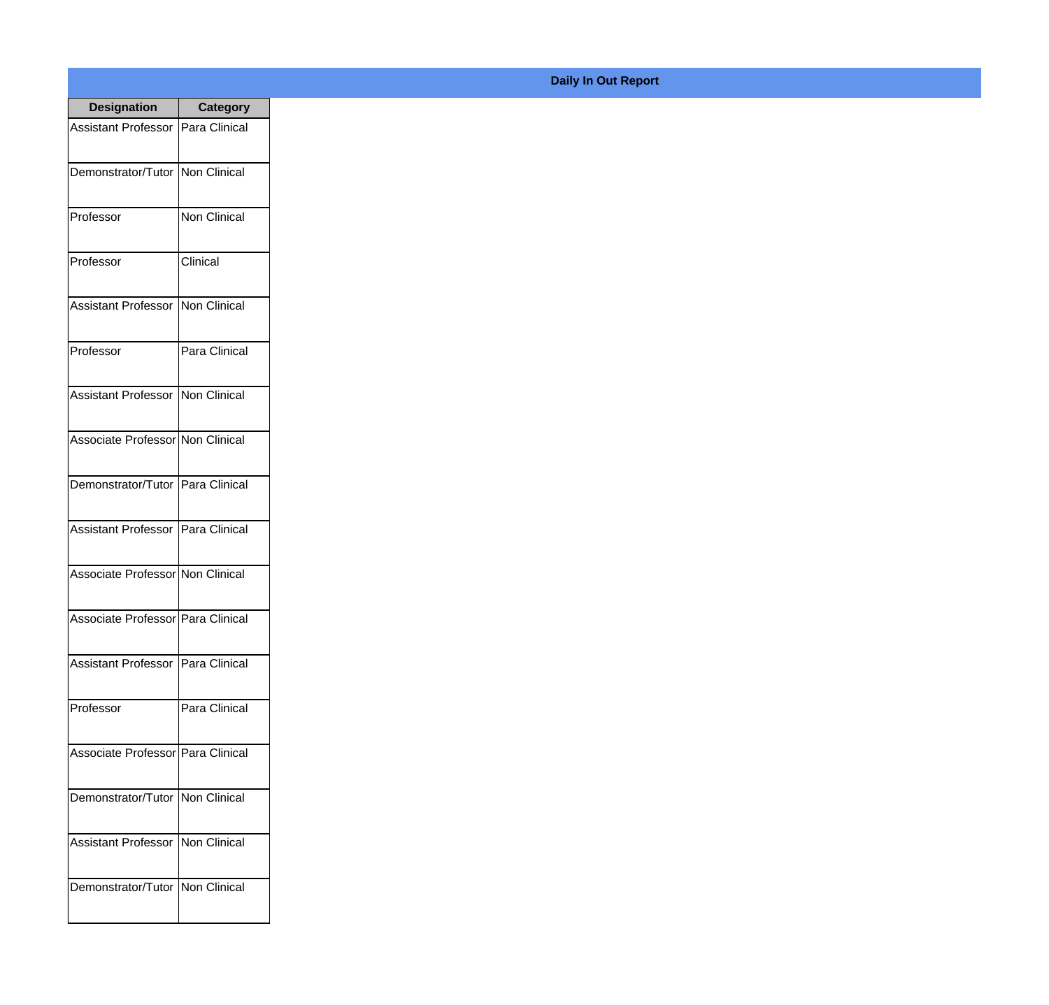## Daily In Out Report

| Designation | Category |
|---|---|
| Assistant Professor | Para Clinical |
| Demonstrator/Tutor | Non Clinical |
| Professor | Non Clinical |
| Professor | Clinical |
| Assistant Professor | Non Clinical |
| Professor | Para Clinical |
| Assistant Professor | Non Clinical |
| Associate Professor | Non Clinical |
| Demonstrator/Tutor | Para Clinical |
| Assistant Professor | Para Clinical |
| Associate Professor | Non Clinical |
| Associate Professor | Para Clinical |
| Assistant Professor | Para Clinical |
| Professor | Para Clinical |
| Associate Professor | Para Clinical |
| Demonstrator/Tutor | Non Clinical |
| Assistant Professor | Non Clinical |
| Demonstrator/Tutor | Non Clinical |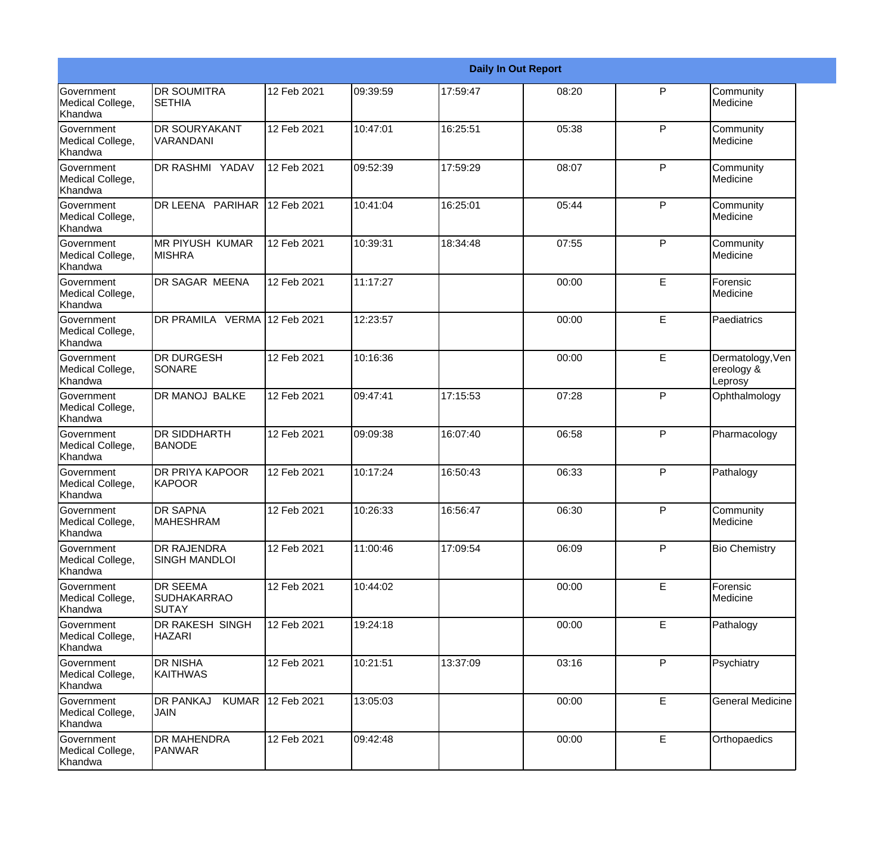| Daily In Out Report | | | | | | | |
|---|---|---|---|---|---|---|---|
| Government Medical College, Khandwa | DR SOUMITRA SETHIA | 12 Feb 2021 | 09:39:59 | 17:59:47 | 08:20 | P | Community Medicine |
| Government Medical College, Khandwa | DR SOURYAKANT VARANDANI | 12 Feb 2021 | 10:47:01 | 16:25:51 | 05:38 | P | Community Medicine |
| Government Medical College, Khandwa | DR RASHMI YADAV | 12 Feb 2021 | 09:52:39 | 17:59:29 | 08:07 | P | Community Medicine |
| Government Medical College, Khandwa | DR LEENA PARIHAR | 12 Feb 2021 | 10:41:04 | 16:25:01 | 05:44 | P | Community Medicine |
| Government Medical College, Khandwa | MR PIYUSH KUMAR MISHRA | 12 Feb 2021 | 10:39:31 | 18:34:48 | 07:55 | P | Community Medicine |
| Government Medical College, Khandwa | DR SAGAR MEENA | 12 Feb 2021 | 11:17:27 | | 00:00 | E | Forensic Medicine |
| Government Medical College, Khandwa | DR PRAMILA VERMA | 12 Feb 2021 | 12:23:57 | | 00:00 | E | Paediatrics |
| Government Medical College, Khandwa | DR DURGESH SONARE | 12 Feb 2021 | 10:16:36 | | 00:00 | E | Dermatology,Venereology & Leprosy |
| Government Medical College, Khandwa | DR MANOJ BALKE | 12 Feb 2021 | 09:47:41 | 17:15:53 | 07:28 | P | Ophthalmology |
| Government Medical College, Khandwa | DR SIDDHARTH BANODE | 12 Feb 2021 | 09:09:38 | 16:07:40 | 06:58 | P | Pharmacology |
| Government Medical College, Khandwa | DR PRIYA KAPOOR KAPOOR | 12 Feb 2021 | 10:17:24 | 16:50:43 | 06:33 | P | Pathalogy |
| Government Medical College, Khandwa | DR SAPNA MAHESHRAM | 12 Feb 2021 | 10:26:33 | 16:56:47 | 06:30 | P | Community Medicine |
| Government Medical College, Khandwa | DR RAJENDRA SINGH MANDLOI | 12 Feb 2021 | 11:00:46 | 17:09:54 | 06:09 | P | Bio Chemistry |
| Government Medical College, Khandwa | DR SEEMA SUDHAKARRAO SUTAY | 12 Feb 2021 | 10:44:02 | | 00:00 | E | Forensic Medicine |
| Government Medical College, Khandwa | DR RAKESH SINGH HAZARI | 12 Feb 2021 | 19:24:18 | | 00:00 | E | Pathalogy |
| Government Medical College, Khandwa | DR NISHA KAITHWAS | 12 Feb 2021 | 10:21:51 | 13:37:09 | 03:16 | P | Psychiatry |
| Government Medical College, Khandwa | DR PANKAJ KUMAR JAIN | 12 Feb 2021 | 13:05:03 | | 00:00 | E | General Medicine |
| Government Medical College, Khandwa | DR MAHENDRA PANWAR | 12 Feb 2021 | 09:42:48 | | 00:00 | E | Orthopaedics |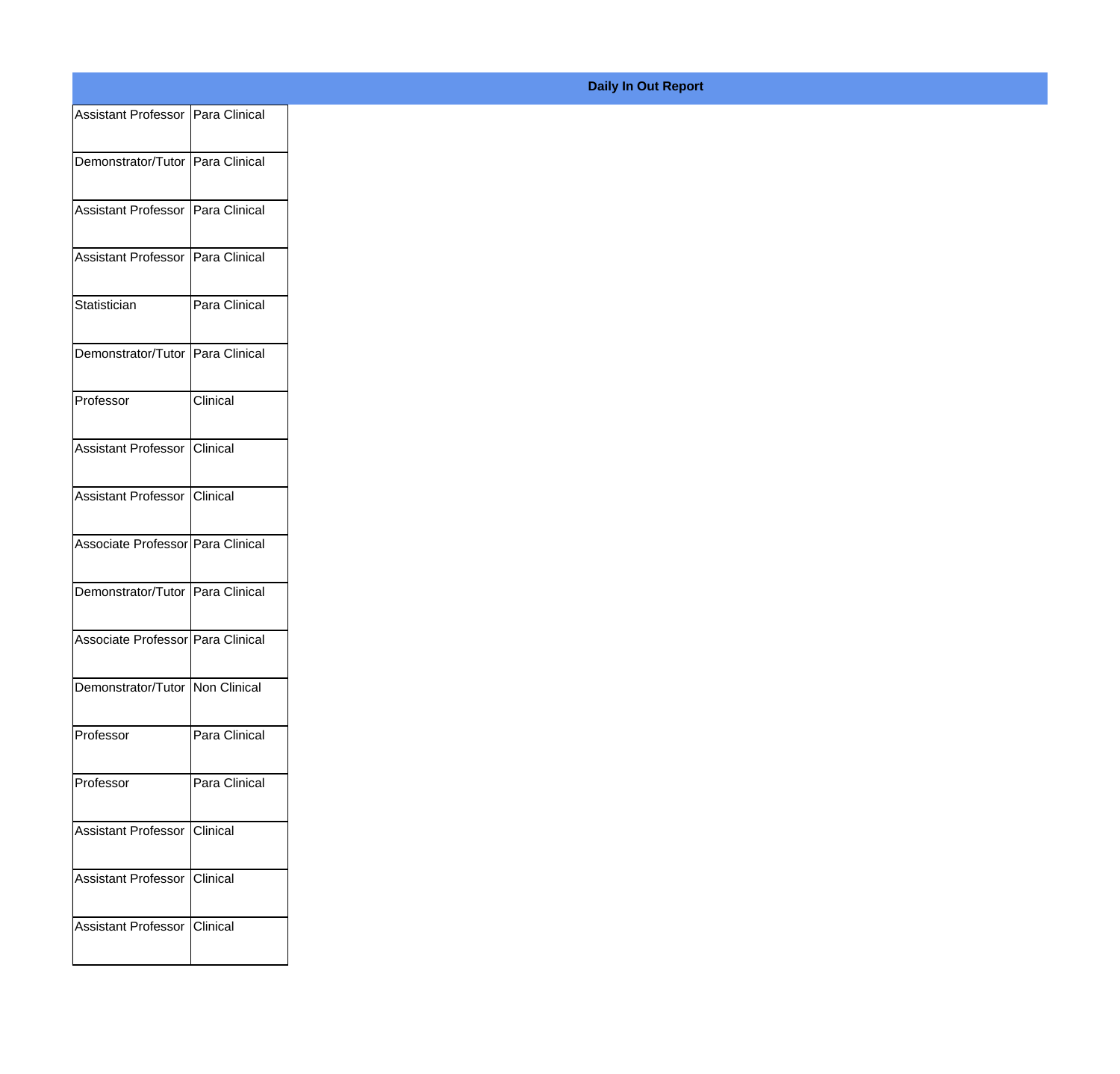**Daily In Out Report**

| | |
|---|---|
| Assistant Professor | Para Clinical |
| Demonstrator/Tutor | Para Clinical |
| Assistant Professor | Para Clinical |
| Assistant Professor | Para Clinical |
| Statistician | Para Clinical |
| Demonstrator/Tutor | Para Clinical |
| Professor | Clinical |
| Assistant Professor | Clinical |
| Assistant Professor | Clinical |
| Associate Professor | Para Clinical |
| Demonstrator/Tutor | Para Clinical |
| Associate Professor | Para Clinical |
| Demonstrator/Tutor | Non Clinical |
| Professor | Para Clinical |
| Professor | Para Clinical |
| Assistant Professor | Clinical |
| Assistant Professor | Clinical |
| Assistant Professor | Clinical |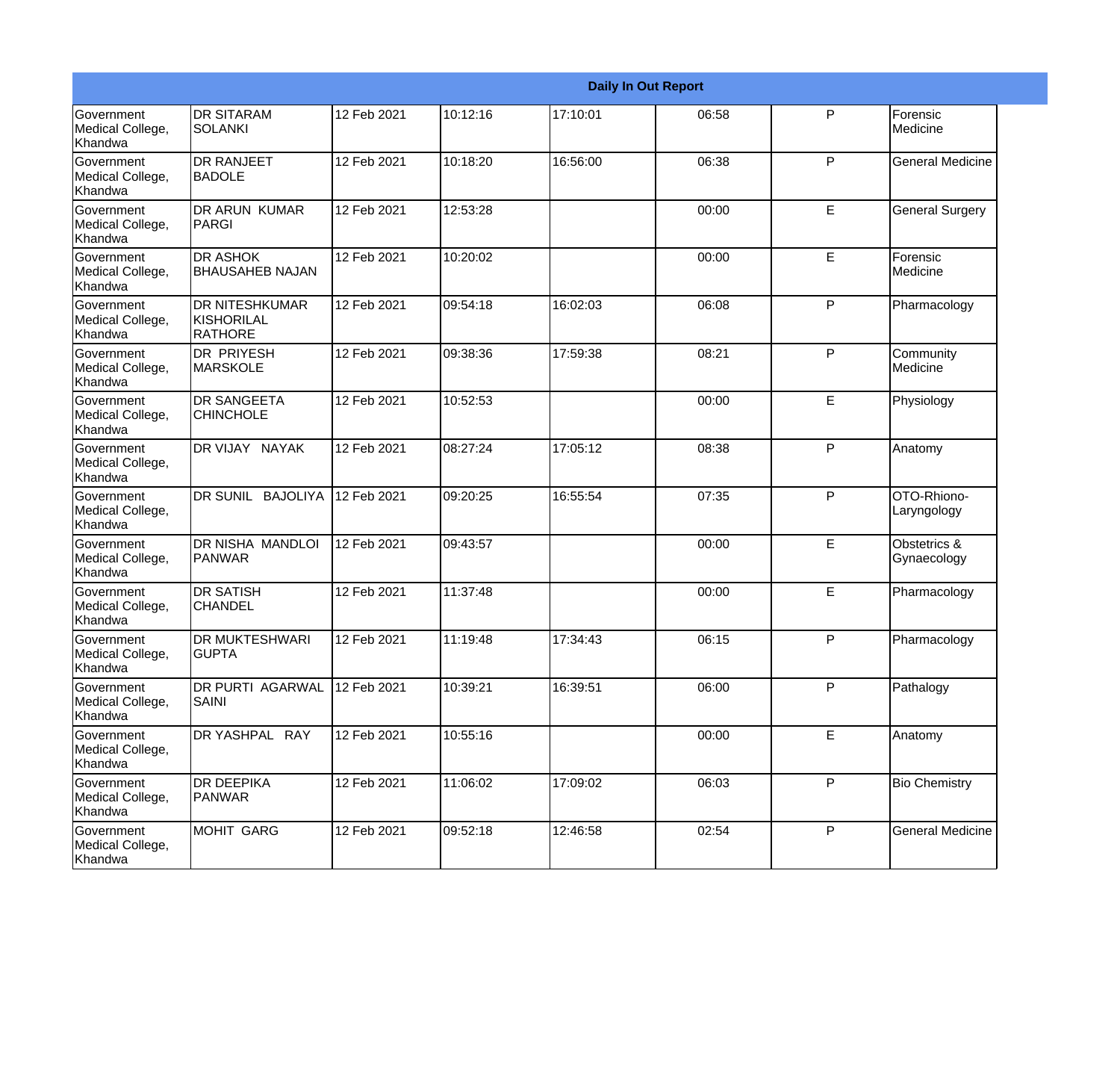| Daily In Out Report | | | | | | | |
|---|---|---|---|---|---|---|---|
| Government Medical College, Khandwa | DR SITARAM SOLANKI | 12 Feb 2021 | 10:12:16 | 17:10:01 | 06:58 | P | Forensic Medicine |
| Government Medical College, Khandwa | DR RANJEET BADOLE | 12 Feb 2021 | 10:18:20 | 16:56:00 | 06:38 | P | General Medicine |
| Government Medical College, Khandwa | DR ARUN KUMAR PARGI | 12 Feb 2021 | 12:53:28 | | 00:00 | E | General Surgery |
| Government Medical College, Khandwa | DR ASHOK BHAUSAHEB NAJAN | 12 Feb 2021 | 10:20:02 | | 00:00 | E | Forensic Medicine |
| Government Medical College, Khandwa | DR NITESHKUMAR KISHORILAL RATHORE | 12 Feb 2021 | 09:54:18 | 16:02:03 | 06:08 | P | Pharmacology |
| Government Medical College, Khandwa | DR PRIYESH MARSKOLE | 12 Feb 2021 | 09:38:36 | 17:59:38 | 08:21 | P | Community Medicine |
| Government Medical College, Khandwa | DR SANGEETA CHINCHOLE | 12 Feb 2021 | 10:52:53 | | 00:00 | E | Physiology |
| Government Medical College, Khandwa | DR VIJAY NAYAK | 12 Feb 2021 | 08:27:24 | 17:05:12 | 08:38 | P | Anatomy |
| Government Medical College, Khandwa | DR SUNIL BAJOLIYA | 12 Feb 2021 | 09:20:25 | 16:55:54 | 07:35 | P | OTO-Rhiono-Laryngology |
| Government Medical College, Khandwa | DR NISHA MANDLOI PANWAR | 12 Feb 2021 | 09:43:57 | | 00:00 | E | Obstetrics & Gynaecology |
| Government Medical College, Khandwa | DR SATISH CHANDEL | 12 Feb 2021 | 11:37:48 | | 00:00 | E | Pharmacology |
| Government Medical College, Khandwa | DR MUKTESHWARI GUPTA | 12 Feb 2021 | 11:19:48 | 17:34:43 | 06:15 | P | Pharmacology |
| Government Medical College, Khandwa | DR PURTI AGARWAL SAINI | 12 Feb 2021 | 10:39:21 | 16:39:51 | 06:00 | P | Pathalogy |
| Government Medical College, Khandwa | DR YASHPAL RAY | 12 Feb 2021 | 10:55:16 | | 00:00 | E | Anatomy |
| Government Medical College, Khandwa | DR DEEPIKA PANWAR | 12 Feb 2021 | 11:06:02 | 17:09:02 | 06:03 | P | Bio Chemistry |
| Government Medical College, Khandwa | MOHIT GARG | 12 Feb 2021 | 09:52:18 | 12:46:58 | 02:54 | P | General Medicine |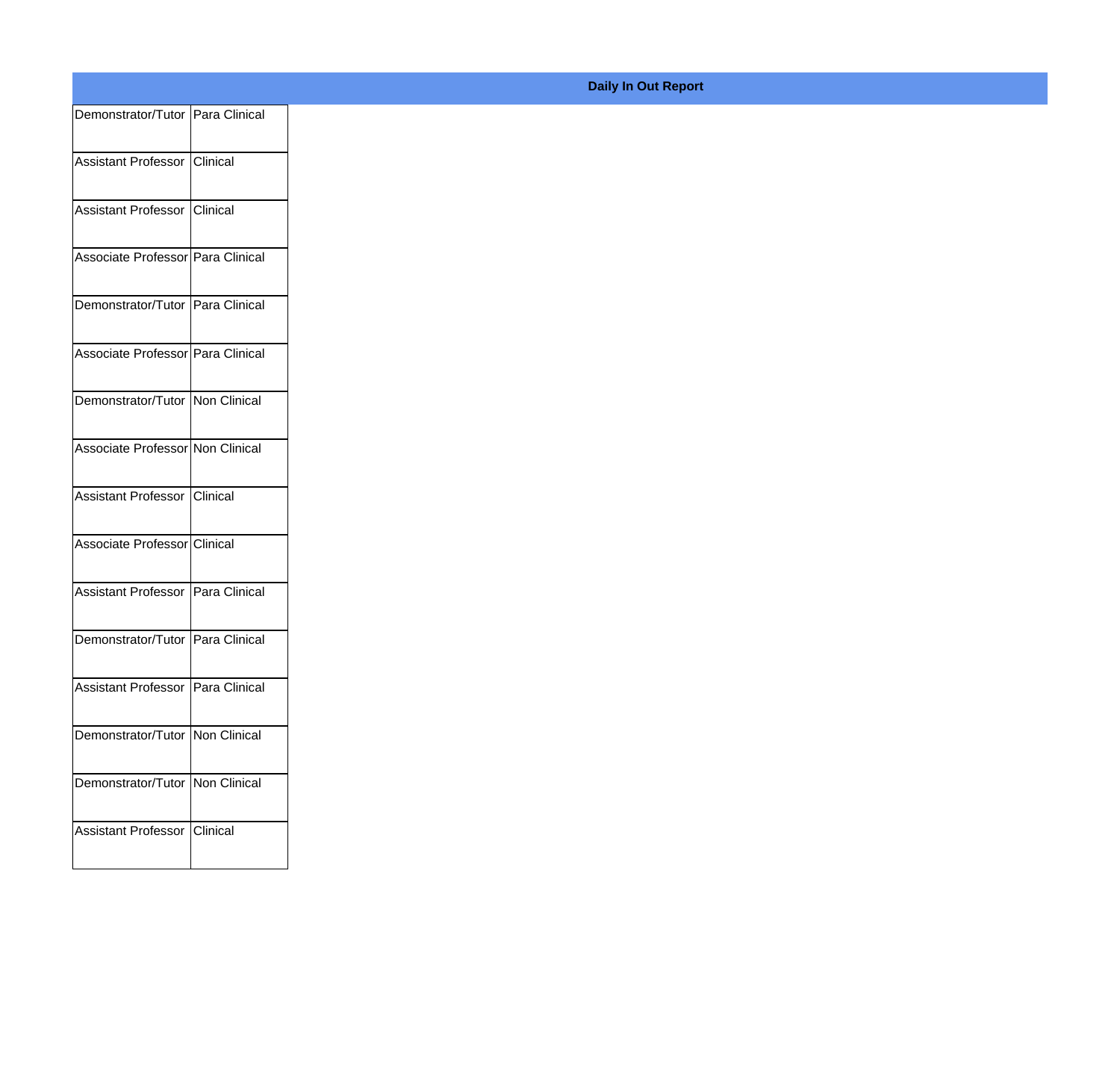**Daily In Out Report**

| | |
|---|---|
| Demonstrator/Tutor | Para Clinical |
| Assistant Professor | Clinical |
| Assistant Professor | Clinical |
| Associate Professor | Para Clinical |
| Demonstrator/Tutor | Para Clinical |
| Associate Professor | Para Clinical |
| Demonstrator/Tutor | Non Clinical |
| Associate Professor | Non Clinical |
| Assistant Professor | Clinical |
| Associate Professor | Clinical |
| Assistant Professor | Para Clinical |
| Demonstrator/Tutor | Para Clinical |
| Assistant Professor | Para Clinical |
| Demonstrator/Tutor | Non Clinical |
| Demonstrator/Tutor | Non Clinical |
| Assistant Professor | Clinical |